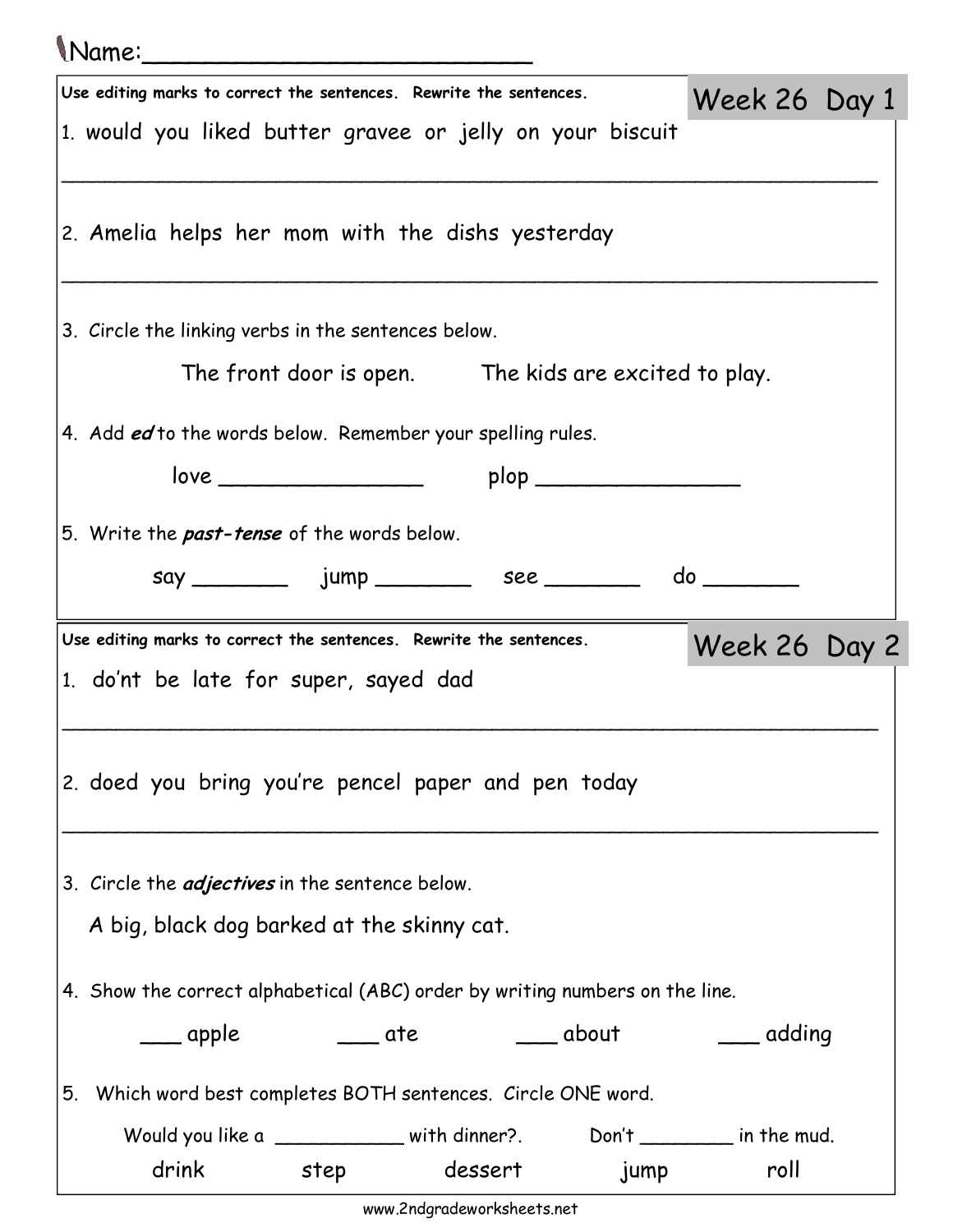Name:\_\_\_\_\_\_\_\_\_\_\_\_\_\_\_\_\_\_\_\_\_\_\_\_\_\_

## Week 26 Day 1

**Use editing marks to correct the sentences. Rewrite the sentences.**

1. would you liked butter gravee or jelly on your biscuit

___________________________________________________________________

2. Amelia helps her mom with the dishs yesterday

___________________________________________________________________

3. Circle the linking verbs in the sentences below.

   The front door is open. The kids are excited to play.

4. Add ***ed*** to the words below. Remember your spelling rules.

   love ________________ plop ________________

5. Write the ***past-tense*** of the words below.

   say _______ jump _______ see _______ do _______

## Week 26 Day 2

**Use editing marks to correct the sentences. Rewrite the sentences.**

1. do'nt be late for super, sayed dad

___________________________________________________________________

2. doed you bring you're pencel paper and pen today

___________________________________________________________________

3. Circle the ***adjectives*** in the sentence below.

   A big, black dog barked at the skinny cat.

4. Show the correct alphabetical (ABC) order by writing numbers on the line.

   ___ apple ___ ate ___ about ___ adding

5. Which word best completes BOTH sentences. Circle ONE word.

   Would you like a ___________ with dinner?. Don't ________ in the mud.

   drink step dessert jump roll

www.2ndgradeworksheets.net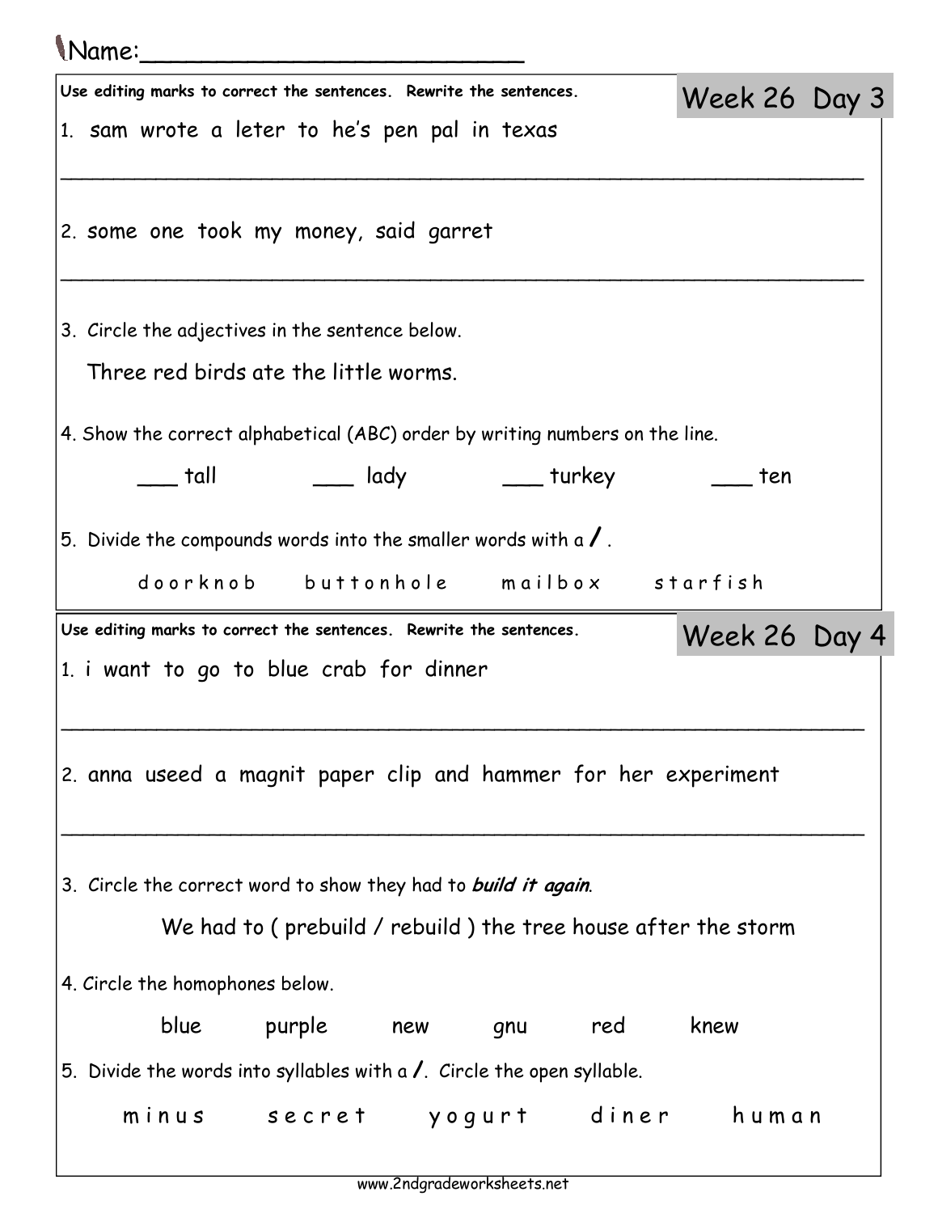Name:_________________________

## Week 26 Day 3

**Use editing marks to correct the sentences. Rewrite the sentences.**

1. sam wrote a leter to he's pen pal in texas

_______________________________________________________________

2. some one took my money, said garret

_______________________________________________________________

3. Circle the adjectives in the sentence below.

   Three red birds ate the little worms.

4. Show the correct alphabetical (ABC) order by writing numbers on the line.

   ___ tall ___ lady ___ turkey ___ ten

5. Divide the compounds words into the smaller words with a **/** .

   d o o r k n o b b u t t o n h o l e m a i l b o x s t a r f i s h

## Week 26 Day 4

**Use editing marks to correct the sentences. Rewrite the sentences.**

1. i want to go to blue crab for dinner

_______________________________________________________________

2. anna useed a magnit paper clip and hammer for her experiment

_______________________________________________________________

3. Circle the correct word to show they had to ***build it again***.

   We had to ( prebuild / rebuild ) the tree house after the storm

4. Circle the homophones below.

   blue purple new gnu red knew

5. Divide the words into syllables with a **/**. Circle the open syllable.

   m i n u s s e c r e t y o g u r t d i n e r h u m a n

www.2ndgradeworksheets.net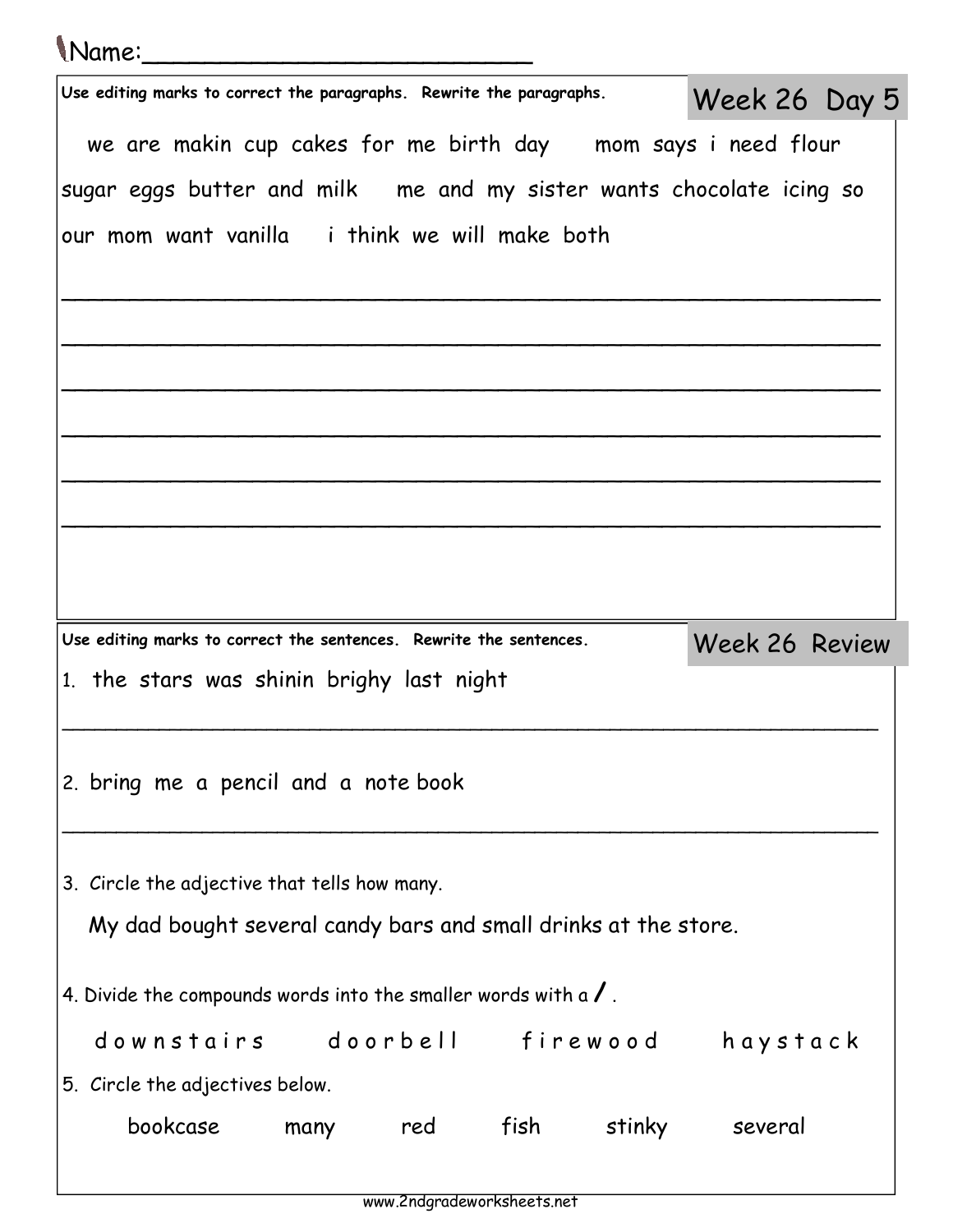Name:_________________________

Use editing marks to correct the paragraphs. Rewrite the paragraphs.

## Week 26 Day 5

we are makin cup cakes for me birth day mom says i need flour sugar eggs butter and milk me and my sister wants chocolate icing so our mom want vanilla i think we will make both

______________________________________________________________

______________________________________________________________

______________________________________________________________

______________________________________________________________

______________________________________________________________

______________________________________________________________

Use editing marks to correct the sentences. Rewrite the sentences.

## Week 26 Review

1. the stars was shinin brighy last night

______________________________________________________________

2. bring me a pencil and a note book

______________________________________________________________

3. Circle the adjective that tells how many.

My dad bought several candy bars and small drinks at the store.

4. Divide the compounds words into the smaller words with a / .

d o w n s t a i r s    d o o r b e l l    f i r e w o o d    h a y s t a c k

5. Circle the adjectives below.

bookcase    many    red    fish    stinky    several